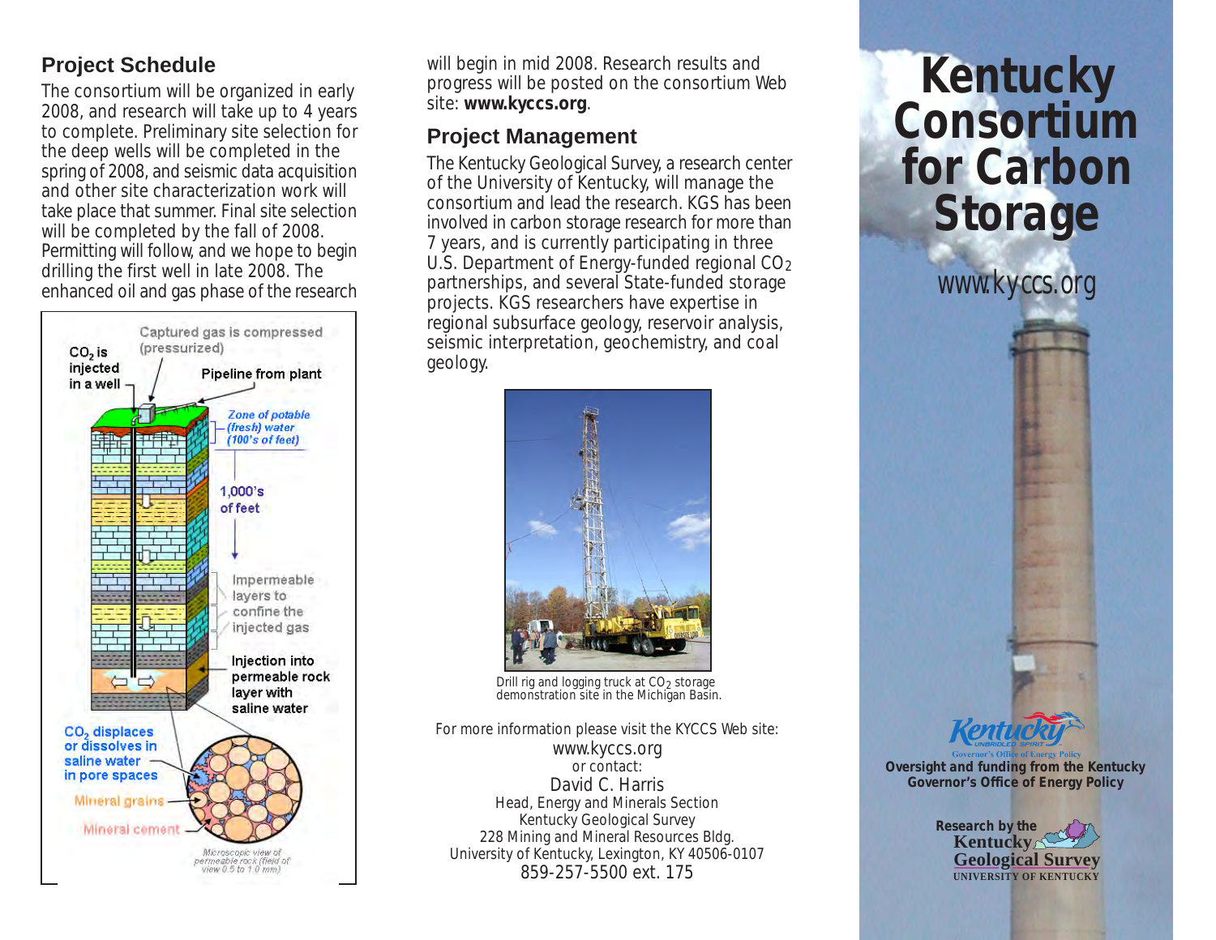## Project Schedule

The consortium will be organized in early 2008, and research will take up to 4 years to complete. Preliminary site selection for the deep wells will be completed in the spring of 2008, and seismic data acquisition and other site characterization work will take place that summer. Final site selection will be completed by the fall of 2008. Permitting will follow, and we hope to begin drilling the first well in late 2008. The enhanced oil and gas phase of the research will begin in mid 2008. Research results and progress will be posted on the consortium Web site: **www.kyccs.org**.

Captured gas is compressed (pressurized)

$CO_2$ is injected in a well

Pipeline from plant

*Zone of potable (fresh) water (100's of feet)*

1,000's of feet

Impermeable layers to confine the injected gas

Injection into permeable rock layer with saline water

$CO_2$ displaces or dissolves in saline water in pore spaces

Mineral grains

Mineral cement

*Microscopic view of permeable rock (field of view 0.5 to 1.0 mm)*

## Project Management

The Kentucky Geological Survey, a research center of the University of Kentucky, will manage the consortium and lead the research. KGS has been involved in carbon storage research for more than 7 years, and is currently participating in three U.S. Department of Energy-funded regional $CO_2$ partnerships, and several State-funded storage projects. KGS researchers have expertise in regional subsurface geology, reservoir analysis, seismic interpretation, geochemistry, and coal geology.

Drill rig and logging truck at $CO_2$ storage demonstration site in the Michigan Basin.

For more information please visit the KYCCS Web site:
www.kyccs.org
or contact:
David C. Harris
Head, Energy and Minerals Section
Kentucky Geological Survey
228 Mining and Mineral Resources Bldg.
University of Kentucky, Lexington, KY 40506-0107
859-257-5500 ext. 175

# Kentucky Consortium for Carbon Storage

www.kyccs.org

Kentucky UNBRIDLED SPIRIT
Governor's Office of Energy Policy

**Oversight and funding from the Kentucky Governor's Office of Energy Policy**

**Research by the**
Kentucky Geological Survey
UNIVERSITY OF KENTUCKY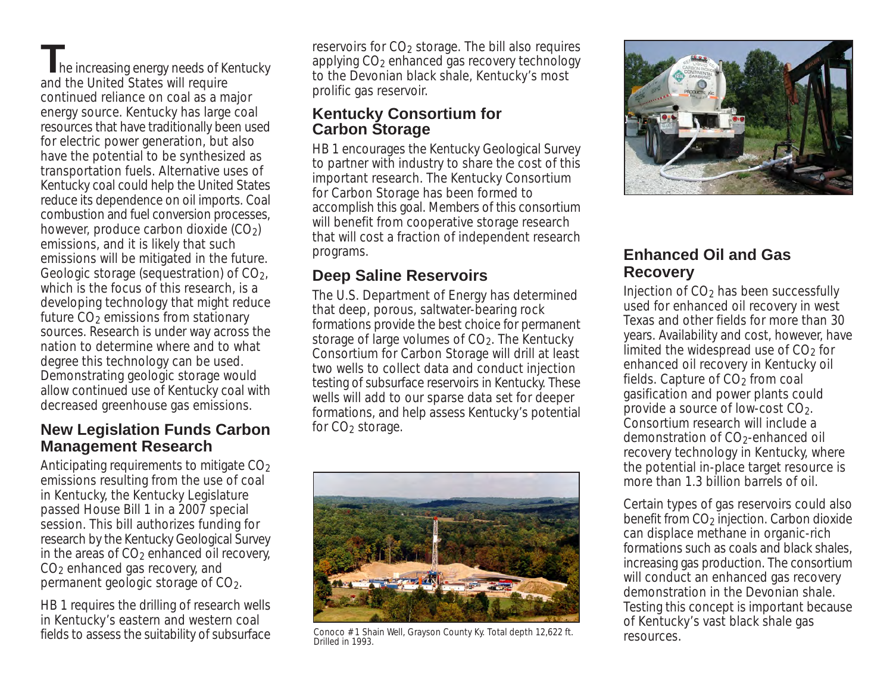The increasing energy needs of Kentucky and the United States will require continued reliance on coal as a major energy source. Kentucky has large coal resources that have traditionally been used for electric power generation, but also have the potential to be synthesized as transportation fuels. Alternative uses of Kentucky coal could help the United States reduce its dependence on oil imports. Coal combustion and fuel conversion processes, however, produce carbon dioxide ($CO_2$) emissions, and it is likely that such emissions will be mitigated in the future. Geologic storage (sequestration) of $CO_2$, which is the focus of this research, is a developing technology that might reduce future $CO_2$ emissions from stationary sources. Research is under way across the nation to determine where and to what degree this technology can be used. Demonstrating geologic storage would allow continued use of Kentucky coal with decreased greenhouse gas emissions.

## New Legislation Funds Carbon Management Research

Anticipating requirements to mitigate $CO_2$ emissions resulting from the use of coal in Kentucky, the Kentucky Legislature passed House Bill 1 in a 2007 special session. This bill authorizes funding for research by the Kentucky Geological Survey in the areas of $CO_2$ enhanced oil recovery, $CO_2$ enhanced gas recovery, and permanent geologic storage of $CO_2$.

HB 1 requires the drilling of research wells in Kentucky's eastern and western coal fields to assess the suitability of subsurface reservoirs for $CO_2$ storage. The bill also requires applying $CO_2$ enhanced gas recovery technology to the Devonian black shale, Kentucky's most prolific gas reservoir.

## Kentucky Consortium for Carbon Storage

HB 1 encourages the Kentucky Geological Survey to partner with industry to share the cost of this important research. The Kentucky Consortium for Carbon Storage has been formed to accomplish this goal. Members of this consortium will benefit from cooperative storage research that will cost a fraction of independent research programs.

## Deep Saline Reservoirs

The U.S. Department of Energy has determined that deep, porous, saltwater-bearing rock formations provide the best choice for permanent storage of large volumes of $CO_2$. The Kentucky Consortium for Carbon Storage will drill at least two wells to collect data and conduct injection testing of subsurface reservoirs in Kentucky. These wells will add to our sparse data set for deeper formations, and help assess Kentucky's potential for $CO_2$ storage.

Conoco #1 Shain Well, Grayson County Ky. Total depth 12,622 ft. Drilled in 1993.

## Enhanced Oil and Gas Recovery

Injection of $CO_2$ has been successfully used for enhanced oil recovery in west Texas and other fields for more than 30 years. Availability and cost, however, have limited the widespread use of $CO_2$ for enhanced oil recovery in Kentucky oil fields. Capture of $CO_2$ from coal gasification and power plants could provide a source of low-cost $CO_2$. Consortium research will include a demonstration of $CO_2$-enhanced oil recovery technology in Kentucky, where the potential in-place target resource is more than 1.3 billion barrels of oil.

Certain types of gas reservoirs could also benefit from $CO_2$ injection. Carbon dioxide can displace methane in organic-rich formations such as coals and black shales, increasing gas production. The consortium will conduct an enhanced gas recovery demonstration in the Devonian shale. Testing this concept is important because of Kentucky's vast black shale gas resources.